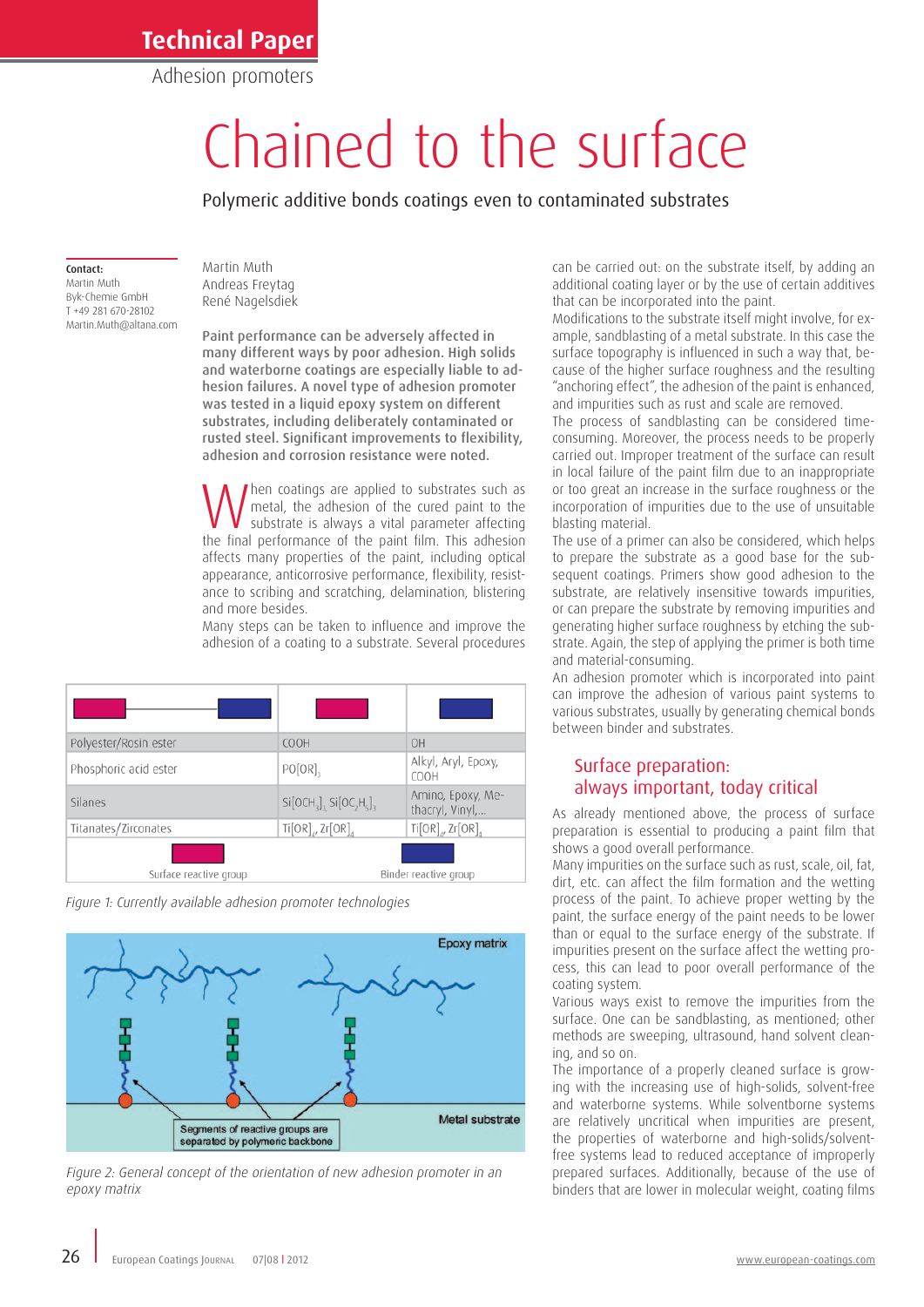Technical Paper

Adhesion promoters

# Chained to the surface

## Polymeric additive bonds coatings even to contaminated substrates

**Contact:**
Martin Muth
Byk-Chemie GmbH
T +49 281 670-28102
Martin.Muth@altana.com

Martin Muth
Andreas Freytag
René Nagelsdiek

**Paint performance can be adversely affected in many different ways by poor adhesion. High solids and waterborne coatings are especially liable to adhesion failures. A novel type of adhesion promoter was tested in a liquid epoxy system on different substrates, including deliberately contaminated or rusted steel. Significant improvements to flexibility, adhesion and corrosion resistance were noted.**

When coatings are applied to substrates such as metal, the adhesion of the cured paint to the substrate is always a vital parameter affecting the final performance of the paint film. This adhesion affects many properties of the paint, including optical appearance, anticorrosive performance, flexibility, resistance to scribing and scratching, delamination, blistering and more besides.

Many steps can be taken to influence and improve the adhesion of a coating to a substrate. Several procedures can be carried out: on the substrate itself, by adding an additional coating layer or by the use of certain additives that can be incorporated into the paint.

Modifications to the substrate itself might involve, for example, sandblasting of a metal substrate. In this case the surface topography is influenced in such a way that, because of the higher surface roughness and the resulting "anchoring effect", the adhesion of the paint is enhanced, and impurities such as rust and scale are removed.

The process of sandblasting can be considered time-consuming. Moreover, the process needs to be properly carried out. Improper treatment of the surface can result in local failure of the paint film due to an inappropriate or too great an increase in the surface roughness or the incorporation of impurities due to the use of unsuitable blasting material.

The use of a primer can also be considered, which helps to prepare the substrate as a good base for the subsequent coatings. Primers show good adhesion to the substrate, are relatively insensitive towards impurities, or can prepare the substrate by removing impurities and generating higher surface roughness by etching the substrate. Again, the step of applying the primer is both time and material-consuming.

An adhesion promoter which is incorporated into paint can improve the adhesion of various paint systems to various substrates, usually by generating chemical bonds between binder and substrates.

| | Surface reactive group | Binder reactive group |
|---|---|---|
| Polyester/Rosin ester | COOH | OH |
| Phosphoric acid ester | $PO[OR]_3$ | Alkyl, Aryl, Epoxy, COOH |
| Silanes | $Si[OCH_3]_3$, $Si[OC_2H_5]_3$ | Amino, Epoxy, Methacryl, Vinyl,... |
| Titanates/Zirconates | $Ti[OR]_4$, $Zr[OR]_4$ | $Ti[OR]_4$, $Zr[OR]_4$ |

*Figure 1: Currently available adhesion promoter technologies*

*Figure 2: General concept of the orientation of new adhesion promoter in an epoxy matrix*

### Surface preparation: always important, today critical

As already mentioned above, the process of surface preparation is essential to producing a paint film that shows a good overall performance.

Many impurities on the surface such as rust, scale, oil, fat, dirt, etc. can affect the film formation and the wetting process of the paint. To achieve proper wetting by the paint, the surface energy of the paint needs to be lower than or equal to the surface energy of the substrate. If impurities present on the surface affect the wetting process, this can lead to poor overall performance of the coating system.

Various ways exist to remove the impurities from the surface. One can be sandblasting, as mentioned; other methods are sweeping, ultrasound, hand solvent cleaning, and so on.

The importance of a properly cleaned surface is growing with the increasing use of high-solids, solvent-free and waterborne systems. While solventborne systems are relatively uncritical when impurities are present, the properties of waterborne and high-solids/solvent-free systems lead to reduced acceptance of improperly prepared surfaces. Additionally, because of the use of binders that are lower in molecular weight, coating films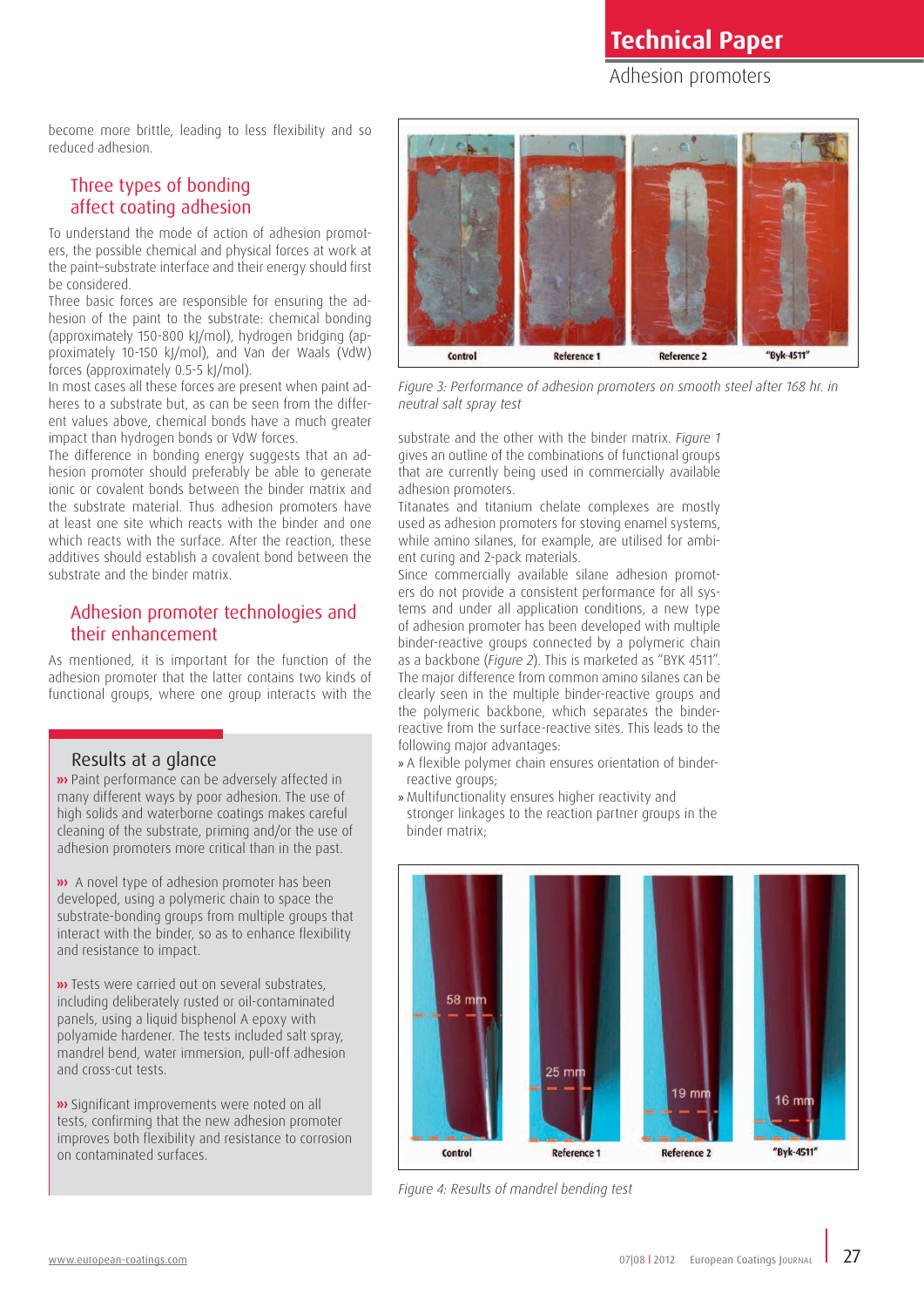become more brittle, leading to less flexibility and so reduced adhesion.

## Three types of bonding affect coating adhesion

To understand the mode of action of adhesion promoters, the possible chemical and physical forces at work at the paint–substrate interface and their energy should first be considered.

Three basic forces are responsible for ensuring the adhesion of the paint to the substrate: chemical bonding (approximately 150-800 kJ/mol), hydrogen bridging (approximately 10-150 kJ/mol), and Van der Waals (VdW) forces (approximately 0.5-5 kJ/mol).

In most cases all these forces are present when paint adheres to a substrate but, as can be seen from the different values above, chemical bonds have a much greater impact than hydrogen bonds or VdW forces.

The difference in bonding energy suggests that an adhesion promoter should preferably be able to generate ionic or covalent bonds between the binder matrix and the substrate material. Thus adhesion promoters have at least one site which reacts with the binder and one which reacts with the surface. After the reaction, these additives should establish a covalent bond between the substrate and the binder matrix.

## Adhesion promoter technologies and their enhancement

As mentioned, it is important for the function of the adhesion promoter that the latter contains two kinds of functional groups, where one group interacts with the substrate and the other with the binder matrix. *Figure 1* gives an outline of the combinations of functional groups that are currently being used in commercially available adhesion promoters.

Titanates and titanium chelate complexes are mostly used as adhesion promoters for stoving enamel systems, while amino silanes, for example, are utilised for ambient curing and 2-pack materials.

Since commercially available silane adhesion promoters do not provide a consistent performance for all systems and under all application conditions, a new type of adhesion promoter has been developed with multiple binder-reactive groups connected by a polymeric chain as a backbone (*Figure 2*). This is marketed as "BYK 4511". The major difference from common amino silanes can be clearly seen in the multiple binder-reactive groups and the polymeric backbone, which separates the binder-reactive from the surface-reactive sites. This leads to the following major advantages:

- A flexible polymer chain ensures orientation of binder-reactive groups;
- Multifunctionality ensures higher reactivity and stronger linkages to the reaction partner groups in the binder matrix;

### Results at a glance

››› Paint performance can be adversely affected in many different ways by poor adhesion. The use of high solids and waterborne coatings makes careful cleaning of the substrate, priming and/or the use of adhesion promoters more critical than in the past.

››› A novel type of adhesion promoter has been developed, using a polymeric chain to space the substrate-bonding groups from multiple groups that interact with the binder, so as to enhance flexibility and resistance to impact.

››› Tests were carried out on several substrates, including deliberately rusted or oil-contaminated panels, using a liquid bisphenol A epoxy with polyamide hardener. The tests included salt spray, mandrel bend, water immersion, pull-off adhesion and cross-cut tests.

››› Significant improvements were noted on all tests, confirming that the new adhesion promoter improves both flexibility and resistance to corrosion on contaminated surfaces.

Control | Reference 1 | Reference 2 | "Byk-4511"

*Figure 3: Performance of adhesion promoters on smooth steel after 168 hr. in neutral salt spray test*

58 mm | 25 mm | 19 mm | 16 mm

Control | Reference 1 | Reference 2 | "Byk-4511"

*Figure 4: Results of mandrel bending test*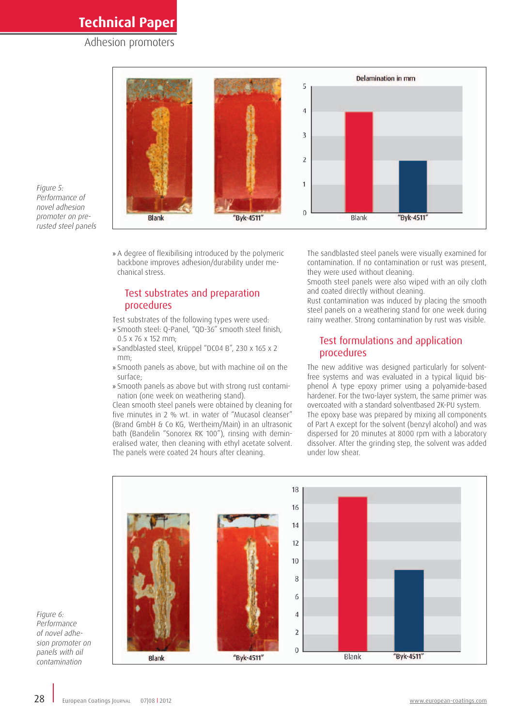Figure 5: Performance of novel adhesion promoter on pre-rusted steel panels

» A degree of flexibilising introduced by the polymeric backbone improves adhesion/durability under mechanical stress.

## Test substrates and preparation procedures

Test substrates of the following types were used:

» Smooth steel: Q-Panel, "QD-36" smooth steel finish, 0.5 x 76 x 152 mm;
» Sandblasted steel, Krüppel "DC04 B", 230 x 165 x 2 mm;
» Smooth panels as above, but with machine oil on the surface;
» Smooth panels as above but with strong rust contamination (one week on weathering stand).

Clean smooth steel panels were obtained by cleaning for five minutes in 2 % wt. in water of "Mucasol cleanser" (Brand GmbH & Co KG, Wertheim/Main) in an ultrasonic bath (Bandelin "Sonorex RK 100"), rinsing with demineralised water, then cleaning with ethyl acetate solvent. The panels were coated 24 hours after cleaning.

The sandblasted steel panels were visually examined for contamination. If no contamination or rust was present, they were used without cleaning.

Smooth steel panels were also wiped with an oily cloth and coated directly without cleaning.

Rust contamination was induced by placing the smooth steel panels on a weathering stand for one week during rainy weather. Strong contamination by rust was visible.

## Test formulations and application procedures

The new additive was designed particularly for solvent-free systems and was evaluated in a typical liquid bisphenol A type epoxy primer using a polyamide-based hardener. For the two-layer system, the same primer was overcoated with a standard solventbased 2K-PU system.

The epoxy base was prepared by mixing all components of Part A except for the solvent (benzyl alcohol) and was dispersed for 20 minutes at 8000 rpm with a laboratory dissolver. After the grinding step, the solvent was added under low shear.

Figure 6: Performance of novel adhesion promoter on panels with oil contamination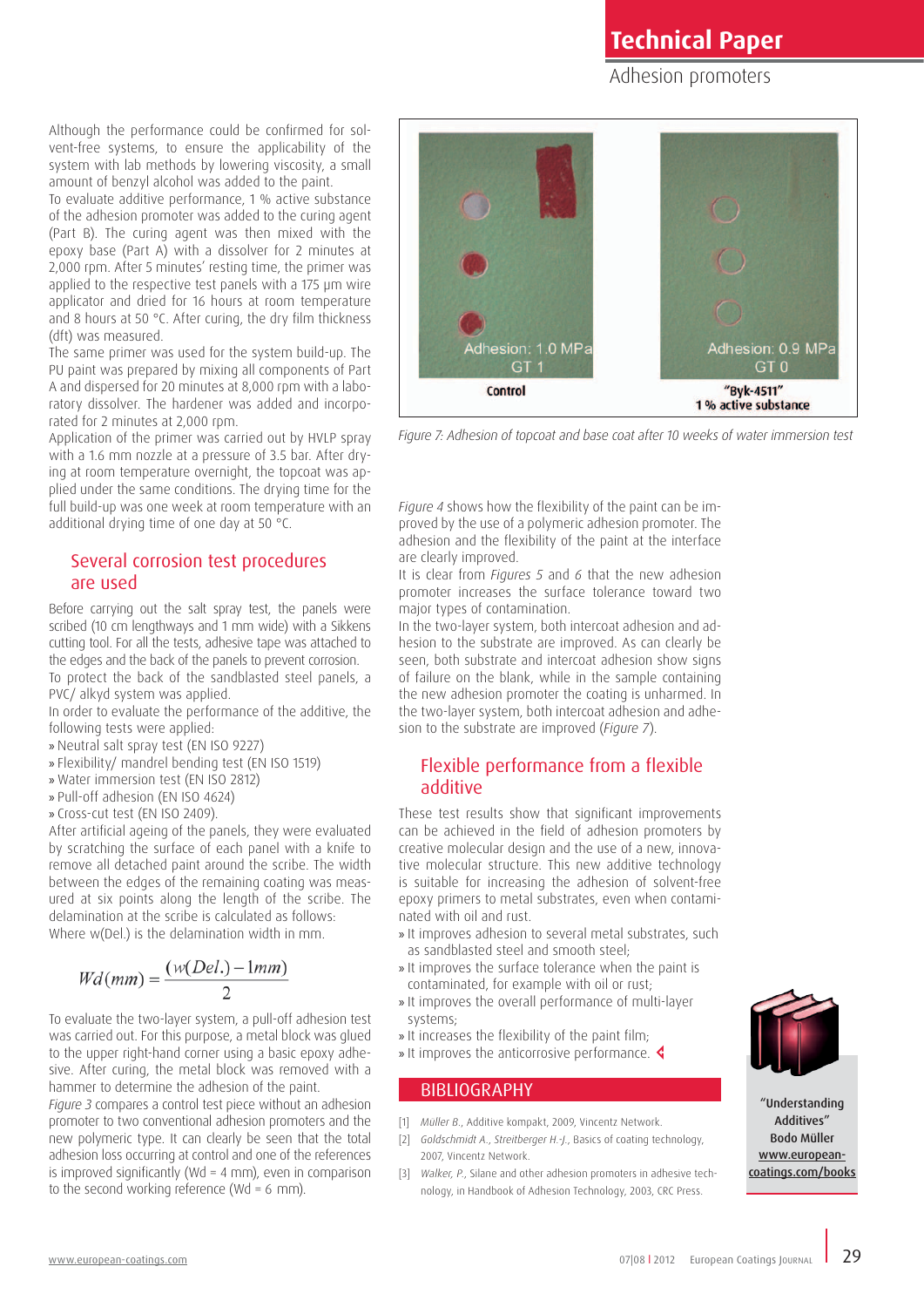Although the performance could be confirmed for solvent-free systems, to ensure the applicability of the system with lab methods by lowering viscosity, a small amount of benzyl alcohol was added to the paint.

To evaluate additive performance, 1 % active substance of the adhesion promoter was added to the curing agent (Part B). The curing agent was then mixed with the epoxy base (Part A) with a dissolver for 2 minutes at 2,000 rpm. After 5 minutes' resting time, the primer was applied to the respective test panels with a 175 µm wire applicator and dried for 16 hours at room temperature and 8 hours at 50 °C. After curing, the dry film thickness (dft) was measured.

The same primer was used for the system build-up. The PU paint was prepared by mixing all components of Part A and dispersed for 20 minutes at 8,000 rpm with a laboratory dissolver. The hardener was added and incorporated for 2 minutes at 2,000 rpm.

Application of the primer was carried out by HVLP spray with a 1.6 mm nozzle at a pressure of 3.5 bar. After drying at room temperature overnight, the topcoat was applied under the same conditions. The drying time for the full build-up was one week at room temperature with an additional drying time of one day at 50 °C.

## Several corrosion test procedures are used

Before carrying out the salt spray test, the panels were scribed (10 cm lengthways and 1 mm wide) with a Sikkens cutting tool. For all the tests, adhesive tape was attached to the edges and the back of the panels to prevent corrosion.

To protect the back of the sandblasted steel panels, a PVC/ alkyd system was applied.

In order to evaluate the performance of the additive, the following tests were applied:

- Neutral salt spray test (EN ISO 9227)
- Flexibility/ mandrel bending test (EN ISO 1519)
- Water immersion test (EN ISO 2812)
- Pull-off adhesion (EN ISO 4624)
- Cross-cut test (EN ISO 2409).

After artificial ageing of the panels, they were evaluated by scratching the surface of each panel with a knife to remove all detached paint around the scribe. The width between the edges of the remaining coating was measured at six points along the length of the scribe. The delamination at the scribe is calculated as follows:

Where w(Del.) is the delamination width in mm.

$$Wd(mm) = \frac{(w(Del.) - 1mm)}{2}$$

To evaluate the two-layer system, a pull-off adhesion test was carried out. For this purpose, a metal block was glued to the upper right-hand corner using a basic epoxy adhesive. After curing, the metal block was removed with a hammer to determine the adhesion of the paint.

*Figure 3* compares a control test piece without an adhesion promoter to two conventional adhesion promoters and the new polymeric type. It can clearly be seen that the total adhesion loss occurring at control and one of the references is improved significantly (Wd = 4 mm), even in comparison to the second working reference (Wd = 6 mm).

Adhesion: 1.0 MPa
GT 1
Control

Adhesion: 0.9 MPa
GT 0
"Byk-4511"
1 % active substance

*Figure 7: Adhesion of topcoat and base coat after 10 weeks of water immersion test*

*Figure 4* shows how the flexibility of the paint can be improved by the use of a polymeric adhesion promoter. The adhesion and the flexibility of the paint at the interface are clearly improved.

It is clear from *Figures 5* and *6* that the new adhesion promoter increases the surface tolerance toward two major types of contamination.

In the two-layer system, both intercoat adhesion and adhesion to the substrate are improved. As can clearly be seen, both substrate and intercoat adhesion show signs of failure on the blank, while in the sample containing the new adhesion promoter the coating is unharmed. In the two-layer system, both intercoat adhesion and adhesion to the substrate are improved (*Figure 7*).

## Flexible performance from a flexible additive

These test results show that significant improvements can be achieved in the field of adhesion promoters by creative molecular design and the use of a new, innovative molecular structure. This new additive technology is suitable for increasing the adhesion of solvent-free epoxy primers to metal substrates, even when contaminated with oil and rust.

- It improves adhesion to several metal substrates, such as sandblasted steel and smooth steel;
- It improves the surface tolerance when the paint is contaminated, for example with oil or rust;
- It improves the overall performance of multi-layer systems;
- It increases the flexibility of the paint film;
- It improves the anticorrosive performance.

## BIBLIOGRAPHY

[1] *Müller B.*, Additive kompakt, 2009, Vincentz Network.

[2] *Goldschmidt A., Streitberger H.-J.*, Basics of coating technology, 2007, Vincentz Network.

[3] *Walker, P.*, Silane and other adhesion promoters in adhesive technology, in Handbook of Adhesion Technology, 2003, CRC Press.

"Understanding Additives"
Bodo Müller
www.european-coatings.com/books